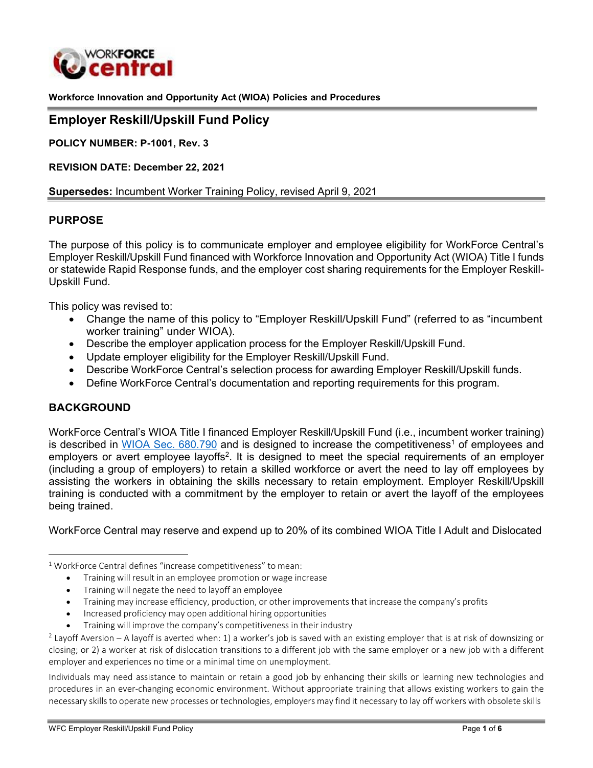**Workforce Innovation and Opportunity Act (WIOA) Policies and Procedures**

# Employer Reskill/Upskill Fund Policy

**POLICY NUMBER: P-1001, Rev. 3**

**REVISION DATE: December 22, 2021**

**Supersedes:** Incumbent Worker Training Policy, revised April 9, 2021

## PURPOSE

The purpose of this policy is to communicate employer and employee eligibility for WorkForce Central's Employer Reskill/Upskill Fund financed with Workforce Innovation and Opportunity Act (WIOA) Title I funds or statewide Rapid Response funds, and the employer cost sharing requirements for the Employer Reskill-Upskill Fund.

This policy was revised to:

- Change the name of this policy to "Employer Reskill/Upskill Fund" (referred to as "incumbent worker training" under WIOA).
- Describe the employer application process for the Employer Reskill/Upskill Fund.
- Update employer eligibility for the Employer Reskill/Upskill Fund.
- Describe WorkForce Central's selection process for awarding Employer Reskill/Upskill funds.
- Define WorkForce Central's documentation and reporting requirements for this program.

## BACKGROUND

WorkForce Central's WIOA Title I financed Employer Reskill/Upskill Fund (i.e., incumbent worker training) is described in WIOA Sec. 680.790 and is designed to increase the competitiveness[1] of employees and employers or avert employee layoffs[2]. It is designed to meet the special requirements of an employer (including a group of employers) to retain a skilled workforce or avert the need to lay off employees by assisting the workers in obtaining the skills necessary to retain employment. Employer Reskill/Upskill training is conducted with a commitment by the employer to retain or avert the layoff of the employees being trained.

WorkForce Central may reserve and expend up to 20% of its combined WIOA Title I Adult and Dislocated

---

[1] WorkForce Central defines "increase competitiveness" to mean:

- Training will result in an employee promotion or wage increase
- Training will negate the need to layoff an employee
- Training may increase efficiency, production, or other improvements that increase the company's profits
- Increased proficiency may open additional hiring opportunities
- Training will improve the company's competitiveness in their industry

[2] Layoff Aversion – A layoff is averted when: 1) a worker's job is saved with an existing employer that is at risk of downsizing or closing; or 2) a worker at risk of dislocation transitions to a different job with the same employer or a new job with a different employer and experiences no time or a minimal time on unemployment.

Individuals may need assistance to maintain or retain a good job by enhancing their skills or learning new technologies and procedures in an ever-changing economic environment. Without appropriate training that allows existing workers to gain the necessary skills to operate new processes or technologies, employers may find it necessary to lay off workers with obsolete skills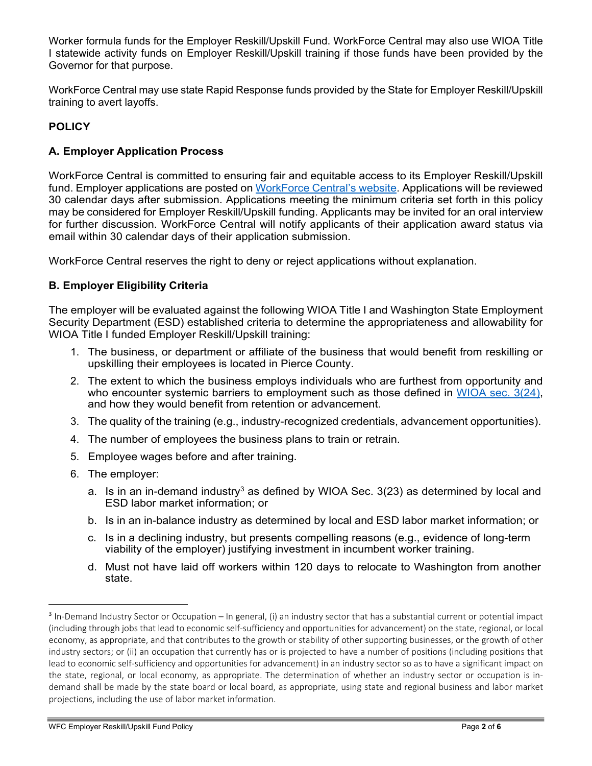Worker formula funds for the Employer Reskill/Upskill Fund. WorkForce Central may also use WIOA Title I statewide activity funds on Employer Reskill/Upskill training if those funds have been provided by the Governor for that purpose.

WorkForce Central may use state Rapid Response funds provided by the State for Employer Reskill/Upskill training to avert layoffs.

## POLICY

### A. Employer Application Process

WorkForce Central is committed to ensuring fair and equitable access to its Employer Reskill/Upskill fund. Employer applications are posted on WorkForce Central's website. Applications will be reviewed 30 calendar days after submission. Applications meeting the minimum criteria set forth in this policy may be considered for Employer Reskill/Upskill funding. Applicants may be invited for an oral interview for further discussion. WorkForce Central will notify applicants of their application award status via email within 30 calendar days of their application submission.

WorkForce Central reserves the right to deny or reject applications without explanation.

### B. Employer Eligibility Criteria

The employer will be evaluated against the following WIOA Title I and Washington State Employment Security Department (ESD) established criteria to determine the appropriateness and allowability for WIOA Title I funded Employer Reskill/Upskill training:

1. The business, or department or affiliate of the business that would benefit from reskilling or upskilling their employees is located in Pierce County.
2. The extent to which the business employs individuals who are furthest from opportunity and who encounter systemic barriers to employment such as those defined in WIOA sec. 3(24), and how they would benefit from retention or advancement.
3. The quality of the training (e.g., industry-recognized credentials, advancement opportunities).
4. The number of employees the business plans to train or retrain.
5. Employee wages before and after training.
6. The employer:
   a. Is in an in-demand industry[3] as defined by WIOA Sec. 3(23) as determined by local and ESD labor market information; or
   b. Is in an in-balance industry as determined by local and ESD labor market information; or
   c. Is in a declining industry, but presents compelling reasons (e.g., evidence of long-term viability of the employer) justifying investment in incumbent worker training.
   d. Must not have laid off workers within 120 days to relocate to Washington from another state.

[3] In-Demand Industry Sector or Occupation – In general, (i) an industry sector that has a substantial current or potential impact (including through jobs that lead to economic self-sufficiency and opportunities for advancement) on the state, regional, or local economy, as appropriate, and that contributes to the growth or stability of other supporting businesses, or the growth of other industry sectors; or (ii) an occupation that currently has or is projected to have a number of positions (including positions that lead to economic self-sufficiency and opportunities for advancement) in an industry sector so as to have a significant impact on the state, regional, or local economy, as appropriate. The determination of whether an industry sector or occupation is in-demand shall be made by the state board or local board, as appropriate, using state and regional business and labor market projections, including the use of labor market information.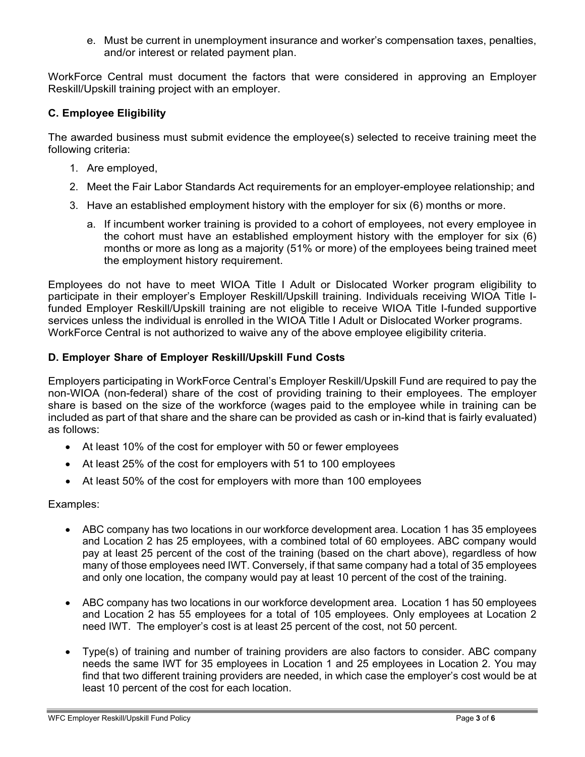e. Must be current in unemployment insurance and worker's compensation taxes, penalties, and/or interest or related payment plan.

WorkForce Central must document the factors that were considered in approving an Employer Reskill/Upskill training project with an employer.

### C. Employee Eligibility

The awarded business must submit evidence the employee(s) selected to receive training meet the following criteria:

1. Are employed,
2. Meet the Fair Labor Standards Act requirements for an employer-employee relationship; and
3. Have an established employment history with the employer for six (6) months or more.
   a. If incumbent worker training is provided to a cohort of employees, not every employee in the cohort must have an established employment history with the employer for six (6) months or more as long as a majority (51% or more) of the employees being trained meet the employment history requirement.

Employees do not have to meet WIOA Title I Adult or Dislocated Worker program eligibility to participate in their employer's Employer Reskill/Upskill training. Individuals receiving WIOA Title I-funded Employer Reskill/Upskill training are not eligible to receive WIOA Title I-funded supportive services unless the individual is enrolled in the WIOA Title I Adult or Dislocated Worker programs. WorkForce Central is not authorized to waive any of the above employee eligibility criteria.

### D. Employer Share of Employer Reskill/Upskill Fund Costs

Employers participating in WorkForce Central's Employer Reskill/Upskill Fund are required to pay the non-WIOA (non-federal) share of the cost of providing training to their employees. The employer share is based on the size of the workforce (wages paid to the employee while in training can be included as part of that share and the share can be provided as cash or in-kind that is fairly evaluated) as follows:

- At least 10% of the cost for employer with 50 or fewer employees
- At least 25% of the cost for employers with 51 to 100 employees
- At least 50% of the cost for employers with more than 100 employees

Examples:

- ABC company has two locations in our workforce development area. Location 1 has 35 employees and Location 2 has 25 employees, with a combined total of 60 employees. ABC company would pay at least 25 percent of the cost of the training (based on the chart above), regardless of how many of those employees need IWT. Conversely, if that same company had a total of 35 employees and only one location, the company would pay at least 10 percent of the cost of the training.

- ABC company has two locations in our workforce development area. Location 1 has 50 employees and Location 2 has 55 employees for a total of 105 employees. Only employees at Location 2 need IWT. The employer's cost is at least 25 percent of the cost, not 50 percent.

- Type(s) of training and number of training providers are also factors to consider. ABC company needs the same IWT for 35 employees in Location 1 and 25 employees in Location 2. You may find that two different training providers are needed, in which case the employer's cost would be at least 10 percent of the cost for each location.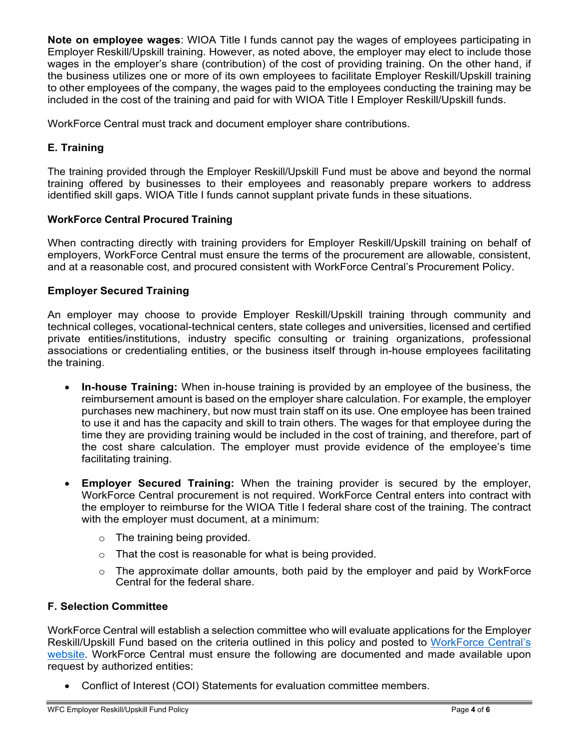**Note on employee wages**: WIOA Title I funds cannot pay the wages of employees participating in Employer Reskill/Upskill training. However, as noted above, the employer may elect to include those wages in the employer's share (contribution) of the cost of providing training. On the other hand, if the business utilizes one or more of its own employees to facilitate Employer Reskill/Upskill training to other employees of the company, the wages paid to the employees conducting the training may be included in the cost of the training and paid for with WIOA Title I Employer Reskill/Upskill funds.

WorkForce Central must track and document employer share contributions.

### E. Training

The training provided through the Employer Reskill/Upskill Fund must be above and beyond the normal training offered by businesses to their employees and reasonably prepare workers to address identified skill gaps. WIOA Title I funds cannot supplant private funds in these situations.

#### WorkForce Central Procured Training

When contracting directly with training providers for Employer Reskill/Upskill training on behalf of employers, WorkForce Central must ensure the terms of the procurement are allowable, consistent, and at a reasonable cost, and procured consistent with WorkForce Central's Procurement Policy.

#### Employer Secured Training

An employer may choose to provide Employer Reskill/Upskill training through community and technical colleges, vocational-technical centers, state colleges and universities, licensed and certified private entities/institutions, industry specific consulting or training organizations, professional associations or credentialing entities, or the business itself through in-house employees facilitating the training.

- **In-house Training:** When in-house training is provided by an employee of the business, the reimbursement amount is based on the employer share calculation. For example, the employer purchases new machinery, but now must train staff on its use. One employee has been trained to use it and has the capacity and skill to train others. The wages for that employee during the time they are providing training would be included in the cost of training, and therefore, part of the cost share calculation. The employer must provide evidence of the employee's time facilitating training.

- **Employer Secured Training:** When the training provider is secured by the employer, WorkForce Central procurement is not required. WorkForce Central enters into contract with the employer to reimburse for the WIOA Title I federal share cost of the training. The contract with the employer must document, at a minimum:
  - The training being provided.
  - That the cost is reasonable for what is being provided.
  - The approximate dollar amounts, both paid by the employer and paid by WorkForce Central for the federal share.

### F. Selection Committee

WorkForce Central will establish a selection committee who will evaluate applications for the Employer Reskill/Upskill Fund based on the criteria outlined in this policy and posted to [WorkForce Central's website](). WorkForce Central must ensure the following are documented and made available upon request by authorized entities:

- Conflict of Interest (COI) Statements for evaluation committee members.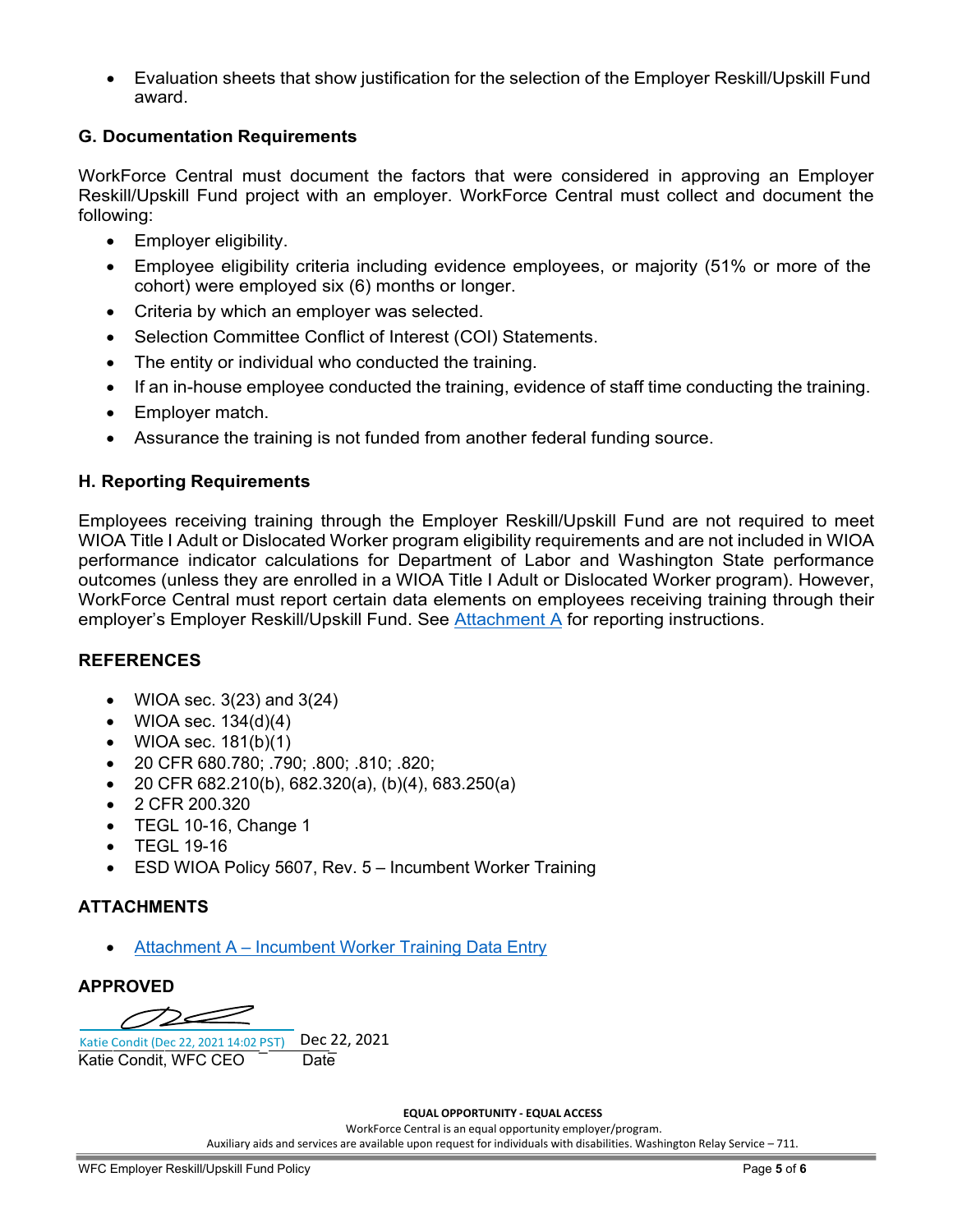- Evaluation sheets that show justification for the selection of the Employer Reskill/Upskill Fund award.

### G. Documentation Requirements

WorkForce Central must document the factors that were considered in approving an Employer Reskill/Upskill Fund project with an employer. WorkForce Central must collect and document the following:

- Employer eligibility.
- Employee eligibility criteria including evidence employees, or majority (51% or more of the cohort) were employed six (6) months or longer.
- Criteria by which an employer was selected.
- Selection Committee Conflict of Interest (COI) Statements.
- The entity or individual who conducted the training.
- If an in-house employee conducted the training, evidence of staff time conducting the training.
- Employer match.
- Assurance the training is not funded from another federal funding source.

### H. Reporting Requirements

Employees receiving training through the Employer Reskill/Upskill Fund are not required to meet WIOA Title I Adult or Dislocated Worker program eligibility requirements and are not included in WIOA performance indicator calculations for Department of Labor and Washington State performance outcomes (unless they are enrolled in a WIOA Title I Adult or Dislocated Worker program). However, WorkForce Central must report certain data elements on employees receiving training through their employer's Employer Reskill/Upskill Fund. See Attachment A for reporting instructions.

## REFERENCES

- WIOA sec. 3(23) and 3(24)
- WIOA sec. 134(d)(4)
- WIOA sec. 181(b)(1)
- 20 CFR 680.780; .790; .800; .810; .820;
- 20 CFR 682.210(b), 682.320(a), (b)(4), 683.250(a)
- 2 CFR 200.320
- TEGL 10-16, Change 1
- TEGL 19-16
- ESD WIOA Policy 5607, Rev. 5 – Incumbent Worker Training

## ATTACHMENTS

- Attachment A – Incumbent Worker Training Data Entry

## APPROVED

Katie Condit (Dec 22, 2021 14:02 PST) Dec 22, 2021

Katie Condit, WFC CEO Date

**EQUAL OPPORTUNITY - EQUAL ACCESS**

WorkForce Central is an equal opportunity employer/program.

Auxiliary aids and services are available upon request for individuals with disabilities. Washington Relay Service – 711.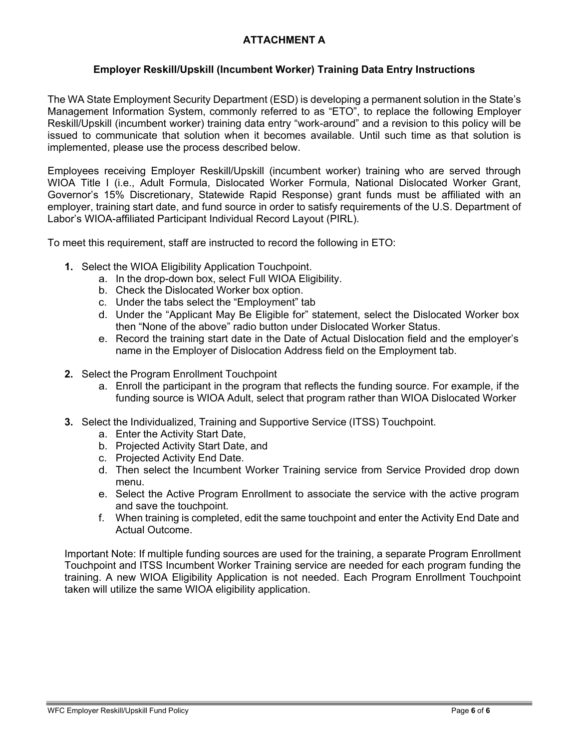# ATTACHMENT A

## Employer Reskill/Upskill (Incumbent Worker) Training Data Entry Instructions

The WA State Employment Security Department (ESD) is developing a permanent solution in the State's Management Information System, commonly referred to as "ETO", to replace the following Employer Reskill/Upskill (incumbent worker) training data entry "work-around" and a revision to this policy will be issued to communicate that solution when it becomes available. Until such time as that solution is implemented, please use the process described below.

Employees receiving Employer Reskill/Upskill (incumbent worker) training who are served through WIOA Title I (i.e., Adult Formula, Dislocated Worker Formula, National Dislocated Worker Grant, Governor's 15% Discretionary, Statewide Rapid Response) grant funds must be affiliated with an employer, training start date, and fund source in order to satisfy requirements of the U.S. Department of Labor's WIOA-affiliated Participant Individual Record Layout (PIRL).

To meet this requirement, staff are instructed to record the following in ETO:

1. Select the WIOA Eligibility Application Touchpoint.
   a. In the drop-down box, select Full WIOA Eligibility.
   b. Check the Dislocated Worker box option.
   c. Under the tabs select the "Employment" tab
   d. Under the "Applicant May Be Eligible for" statement, select the Dislocated Worker box then "None of the above" radio button under Dislocated Worker Status.
   e. Record the training start date in the Date of Actual Dislocation field and the employer's name in the Employer of Dislocation Address field on the Employment tab.

2. Select the Program Enrollment Touchpoint
   a. Enroll the participant in the program that reflects the funding source. For example, if the funding source is WIOA Adult, select that program rather than WIOA Dislocated Worker

3. Select the Individualized, Training and Supportive Service (ITSS) Touchpoint.
   a. Enter the Activity Start Date,
   b. Projected Activity Start Date, and
   c. Projected Activity End Date.
   d. Then select the Incumbent Worker Training service from Service Provided drop down menu.
   e. Select the Active Program Enrollment to associate the service with the active program and save the touchpoint.
   f. When training is completed, edit the same touchpoint and enter the Activity End Date and Actual Outcome.

Important Note: If multiple funding sources are used for the training, a separate Program Enrollment Touchpoint and ITSS Incumbent Worker Training service are needed for each program funding the training. A new WIOA Eligibility Application is not needed. Each Program Enrollment Touchpoint taken will utilize the same WIOA eligibility application.